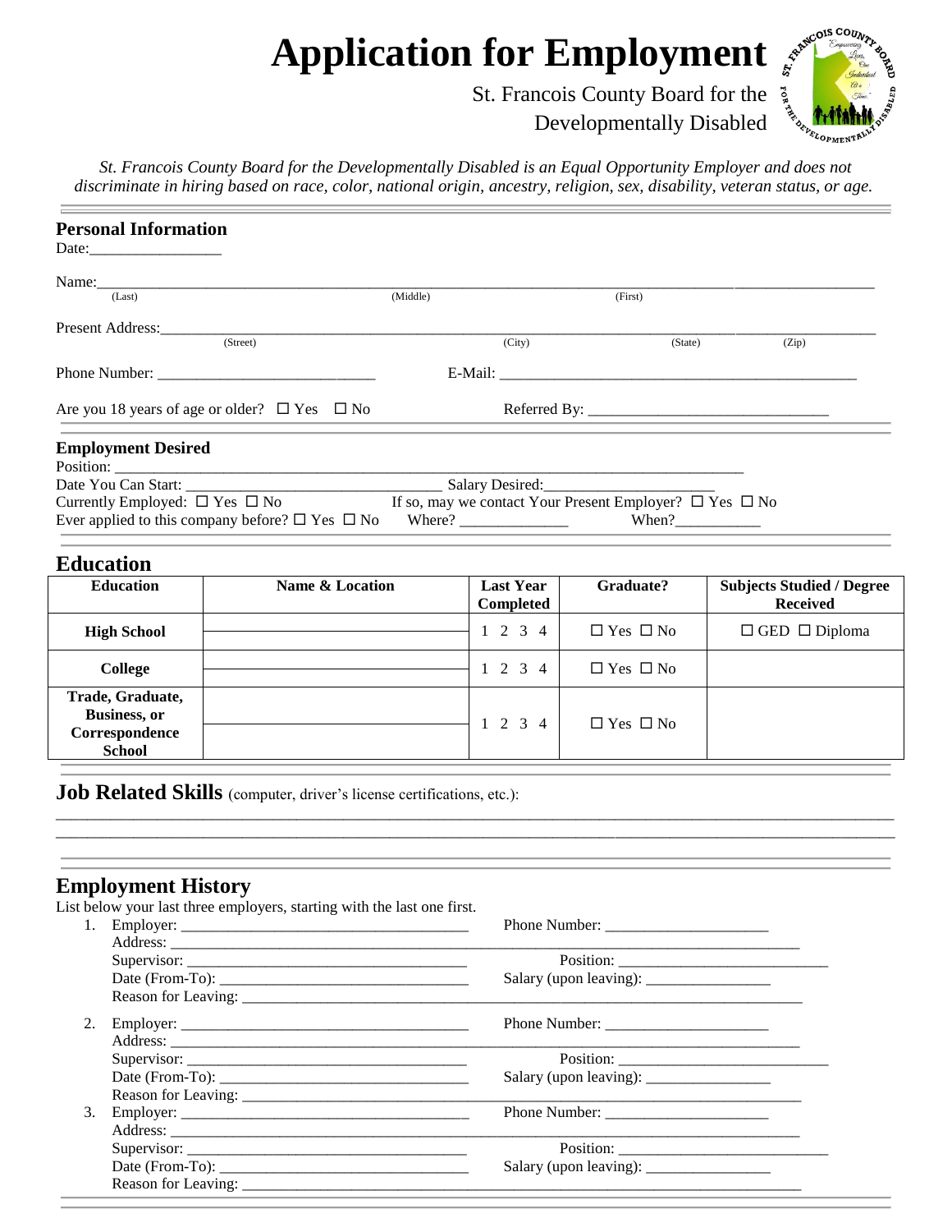# Application for Employment

St. Francois County Board for the Developmentally Disabled

*St. Francois County Board for the Developmentally Disabled is an Equal Opportunity Employer and does not discriminate in hiring based on race, color, national origin, ancestry, religion, sex, disability, veteran status, or age.*

## Personal Information

Date:________________

Name:_______________________________________________________________
(Last) (Middle) (First)

Present Address:_______________________________________________________
(Street) (City) (State) (Zip)

Phone Number: ___________________________ E-Mail: ___________________________________________

Are you 18 years of age or older? ☐ Yes ☐ No Referred By: _______________________________

## Employment Desired

Position: ______________________________________________________________________

Date You Can Start: _______________________________ Salary Desired:_____________________

Currently Employed: ☐ Yes ☐ No If so, may we contact Your Present Employer? ☐ Yes ☐ No

Ever applied to this company before? ☐ Yes ☐ No Where? _____________ When?__________

## Education

| Education | Name & Location | Last Year Completed | Graduate? | Subjects Studied / Degree Received |
|---|---|---|---|---|
| High School | | 1 2 3 4 | ☐ Yes ☐ No | ☐ GED ☐ Diploma |
| College | | 1 2 3 4 | ☐ Yes ☐ No | |
| Trade, Graduate, Business, or Correspondence School | | 1 2 3 4 | ☐ Yes ☐ No | |

## Job Related Skills (computer, driver's license certifications, etc.):

______________________________________________________________________________________

______________________________________________________________________________________

## Employment History

List below your last three employers, starting with the last one first.

1. Employer: ___________________________________ Phone Number: _____________________
   Address: ______________________________________________________________________
   Supervisor: ___________________________________ Position: __________________________
   Date (From-To): ______________________________ Salary (upon leaving): ________________
   Reason for Leaving: ____________________________________________________________

2. Employer: ___________________________________ Phone Number: _____________________
   Address: ______________________________________________________________________
   Supervisor: ___________________________________ Position: __________________________
   Date (From-To): ______________________________ Salary (upon leaving): ________________
   Reason for Leaving: ____________________________________________________________

3. Employer: ___________________________________ Phone Number: _____________________
   Address: ______________________________________________________________________
   Supervisor: ___________________________________ Position: __________________________
   Date (From-To): ______________________________ Salary (upon leaving): ________________
   Reason for Leaving: ____________________________________________________________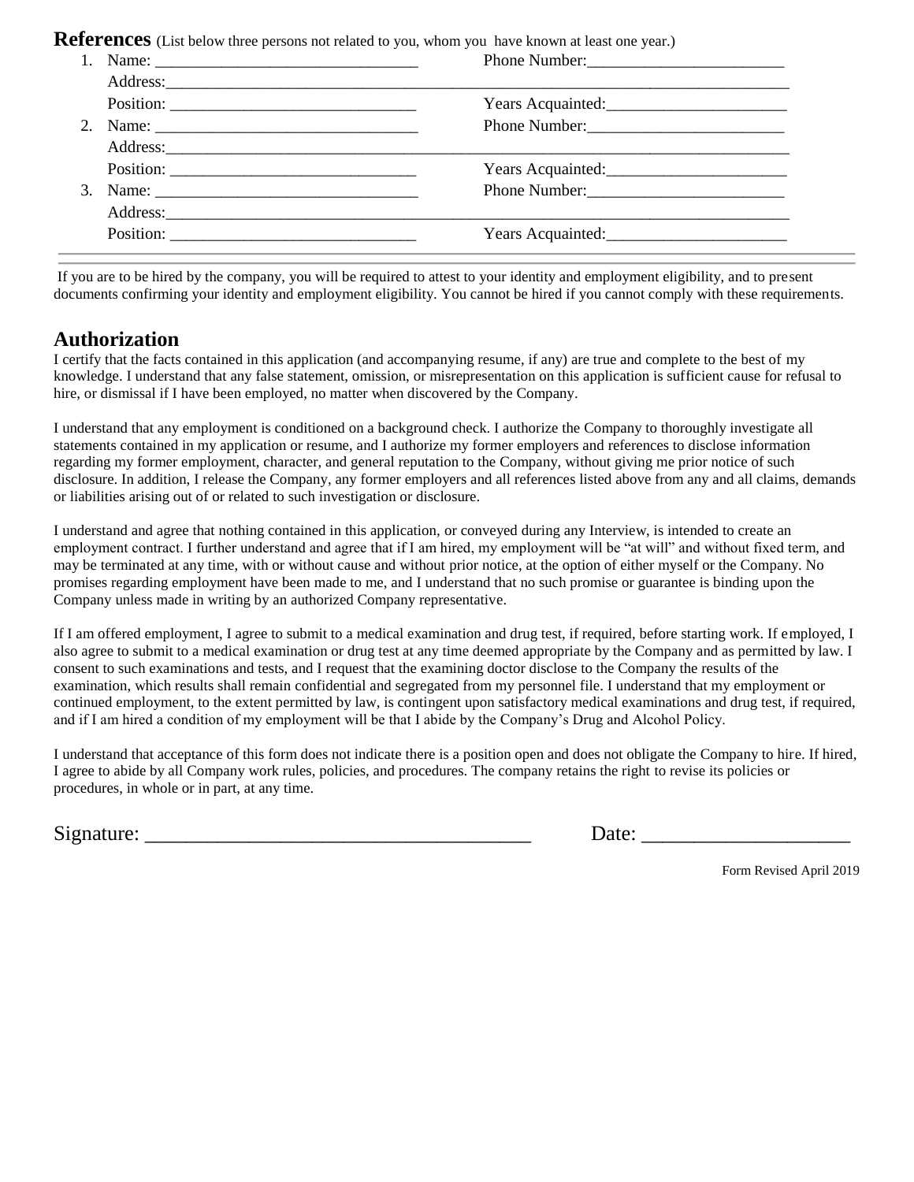**References** (List below three persons not related to you, whom you have known at least one year.)

1. Name: ______________________________ Phone Number:______________________
   Address:_____________________________________________________________________
   Position: ____________________________ Years Acquainted:____________________
2. Name: ______________________________ Phone Number:______________________
   Address:_____________________________________________________________________
   Position: ____________________________ Years Acquainted:____________________
3. Name: ______________________________ Phone Number:______________________
   Address:_____________________________________________________________________
   Position: ____________________________ Years Acquainted:____________________

---

If you are to be hired by the company, you will be required to attest to your identity and employment eligibility, and to present documents confirming your identity and employment eligibility. You cannot be hired if you cannot comply with these requirements.

## Authorization

I certify that the facts contained in this application (and accompanying resume, if any) are true and complete to the best of my knowledge. I understand that any false statement, omission, or misrepresentation on this application is sufficient cause for refusal to hire, or dismissal if I have been employed, no matter when discovered by the Company.

I understand that any employment is conditioned on a background check. I authorize the Company to thoroughly investigate all statements contained in my application or resume, and I authorize my former employers and references to disclose information regarding my former employment, character, and general reputation to the Company, without giving me prior notice of such disclosure. In addition, I release the Company, any former employers and all references listed above from any and all claims, demands or liabilities arising out of or related to such investigation or disclosure.

I understand and agree that nothing contained in this application, or conveyed during any Interview, is intended to create an employment contract. I further understand and agree that if I am hired, my employment will be "at will" and without fixed term, and may be terminated at any time, with or without cause and without prior notice, at the option of either myself or the Company. No promises regarding employment have been made to me, and I understand that no such promise or guarantee is binding upon the Company unless made in writing by an authorized Company representative.

If I am offered employment, I agree to submit to a medical examination and drug test, if required, before starting work. If employed, I also agree to submit to a medical examination or drug test at any time deemed appropriate by the Company and as permitted by law. I consent to such examinations and tests, and I request that the examining doctor disclose to the Company the results of the examination, which results shall remain confidential and segregated from my personnel file. I understand that my employment or continued employment, to the extent permitted by law, is contingent upon satisfactory medical examinations and drug test, if required, and if I am hired a condition of my employment will be that I abide by the Company's Drug and Alcohol Policy.

I understand that acceptance of this form does not indicate there is a position open and does not obligate the Company to hire. If hired, I agree to abide by all Company work rules, policies, and procedures. The company retains the right to revise its policies or procedures, in whole or in part, at any time.

Signature: ____________________________________ Date: ____________________

Form Revised April 2019